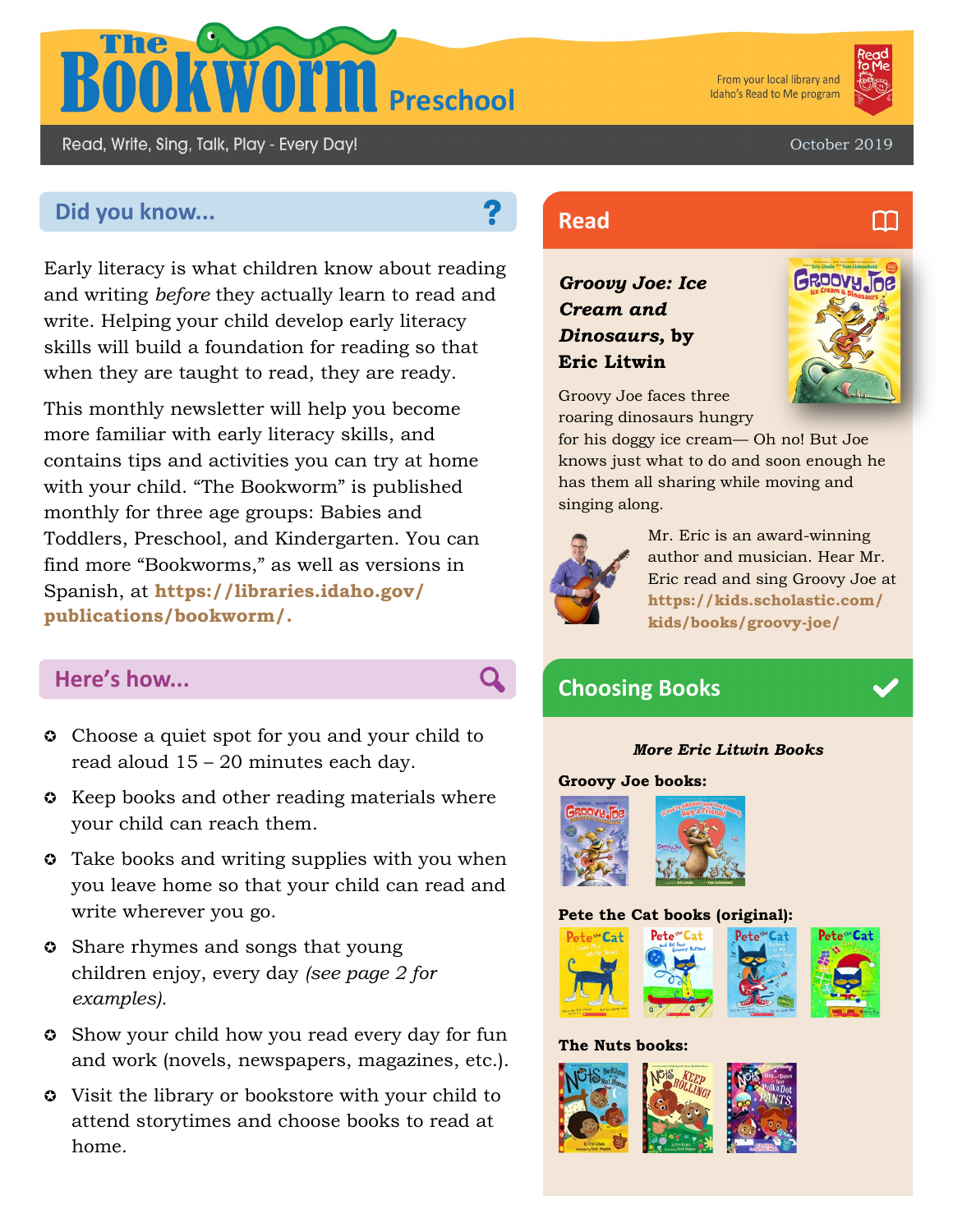# The Bookworm Preschool

From your local library and Idaho's Read to Me program

Read, Write, Sing, Talk, Play - Every Day!

October 2019

## Did you know...

Early literacy is what children know about reading and writing *before* they actually learn to read and write. Helping your child develop early literacy skills will build a foundation for reading so that when they are taught to read, they are ready.

This monthly newsletter will help you become more familiar with early literacy skills, and contains tips and activities you can try at home with your child. "The Bookworm" is published monthly for three age groups: Babies and Toddlers, Preschool, and Kindergarten. You can find more "Bookworms," as well as versions in Spanish, at **https://libraries.idaho.gov/publications/bookworm/.**

## Here's how...

- Choose a quiet spot for you and your child to read aloud 15 – 20 minutes each day.
- Keep books and other reading materials where your child can reach them.
- Take books and writing supplies with you when you leave home so that your child can read and write wherever you go.
- Share rhymes and songs that young children enjoy, every day *(see page 2 for examples).*
- Show your child how you read every day for fun and work (novels, newspapers, magazines, etc.).
- Visit the library or bookstore with your child to attend storytimes and choose books to read at home.

## Read

***Groovy Joe: Ice Cream and Dinosaurs,* by Eric Litwin**

Groovy Joe faces three roaring dinosaurs hungry for his doggy ice cream— Oh no! But Joe knows just what to do and soon enough he has them all sharing while moving and singing along.

Mr. Eric is an award-winning author and musician. Hear Mr. Eric read and sing Groovy Joe at **https://kids.scholastic.com/kids/books/groovy-joe/**

## Choosing Books

***More Eric Litwin Books***

**Groovy Joe books:**

**Pete the Cat books (original):**

**The Nuts books:**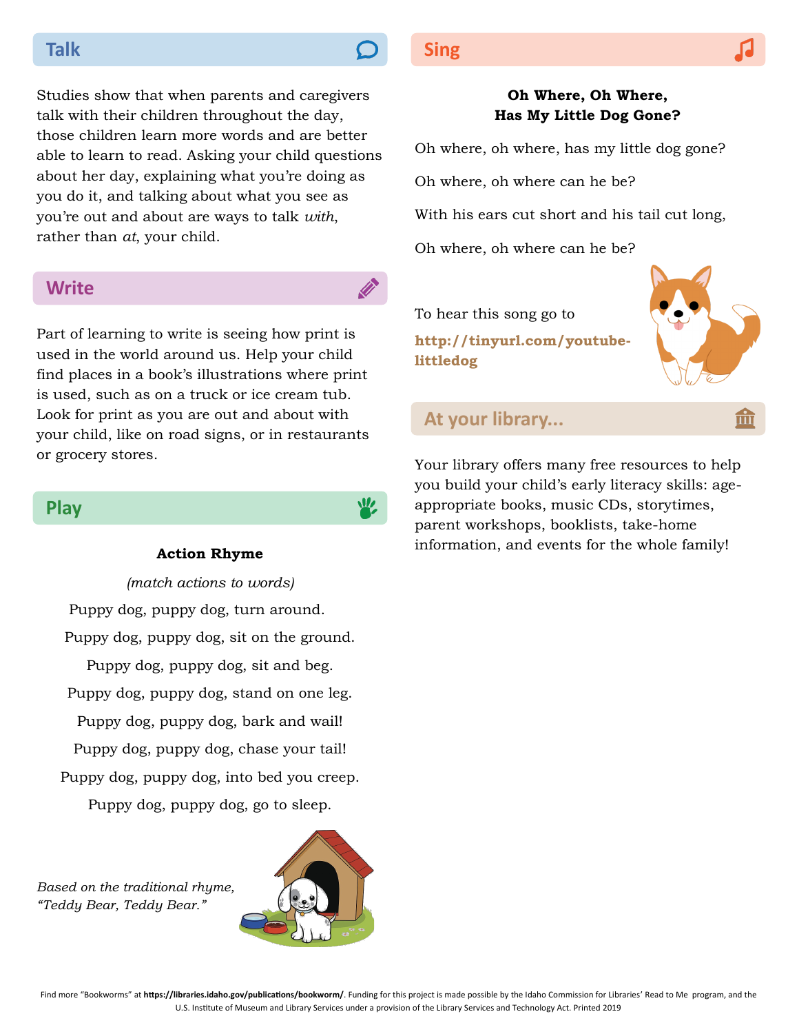## Talk

Studies show that when parents and caregivers talk with their children throughout the day, those children learn more words and are better able to learn to read. Asking your child questions about her day, explaining what you're doing as you do it, and talking about what you see as you're out and about are ways to talk *with*, rather than *at*, your child.

## Write

Part of learning to write is seeing how print is used in the world around us. Help your child find places in a book's illustrations where print is used, such as on a truck or ice cream tub. Look for print as you are out and about with your child, like on road signs, or in restaurants or grocery stores.

## Play

**Action Rhyme**

*(match actions to words)*

Puppy dog, puppy dog, turn around.

Puppy dog, puppy dog, sit on the ground.

Puppy dog, puppy dog, sit and beg.

Puppy dog, puppy dog, stand on one leg.

Puppy dog, puppy dog, bark and wail!

Puppy dog, puppy dog, chase your tail!

Puppy dog, puppy dog, into bed you creep.

Puppy dog, puppy dog, go to sleep.

*Based on the traditional rhyme, "Teddy Bear, Teddy Bear."*

## Sing

**Oh Where, Oh Where, Has My Little Dog Gone?**

Oh where, oh where, has my little dog gone?

Oh where, oh where can he be?

With his ears cut short and his tail cut long,

Oh where, oh where can he be?

To hear this song go to

**http://tinyurl.com/youtube-littledog**

## At your library...

Your library offers many free resources to help you build your child's early literacy skills: age-appropriate books, music CDs, storytimes, parent workshops, booklists, take-home information, and events for the whole family!

Find more "Bookworms" at **https://libraries.idaho.gov/publications/bookworm/**. Funding for this project is made possible by the Idaho Commission for Libraries' Read to Me program, and the U.S. Institute of Museum and Library Services under a provision of the Library Services and Technology Act. Printed 2019